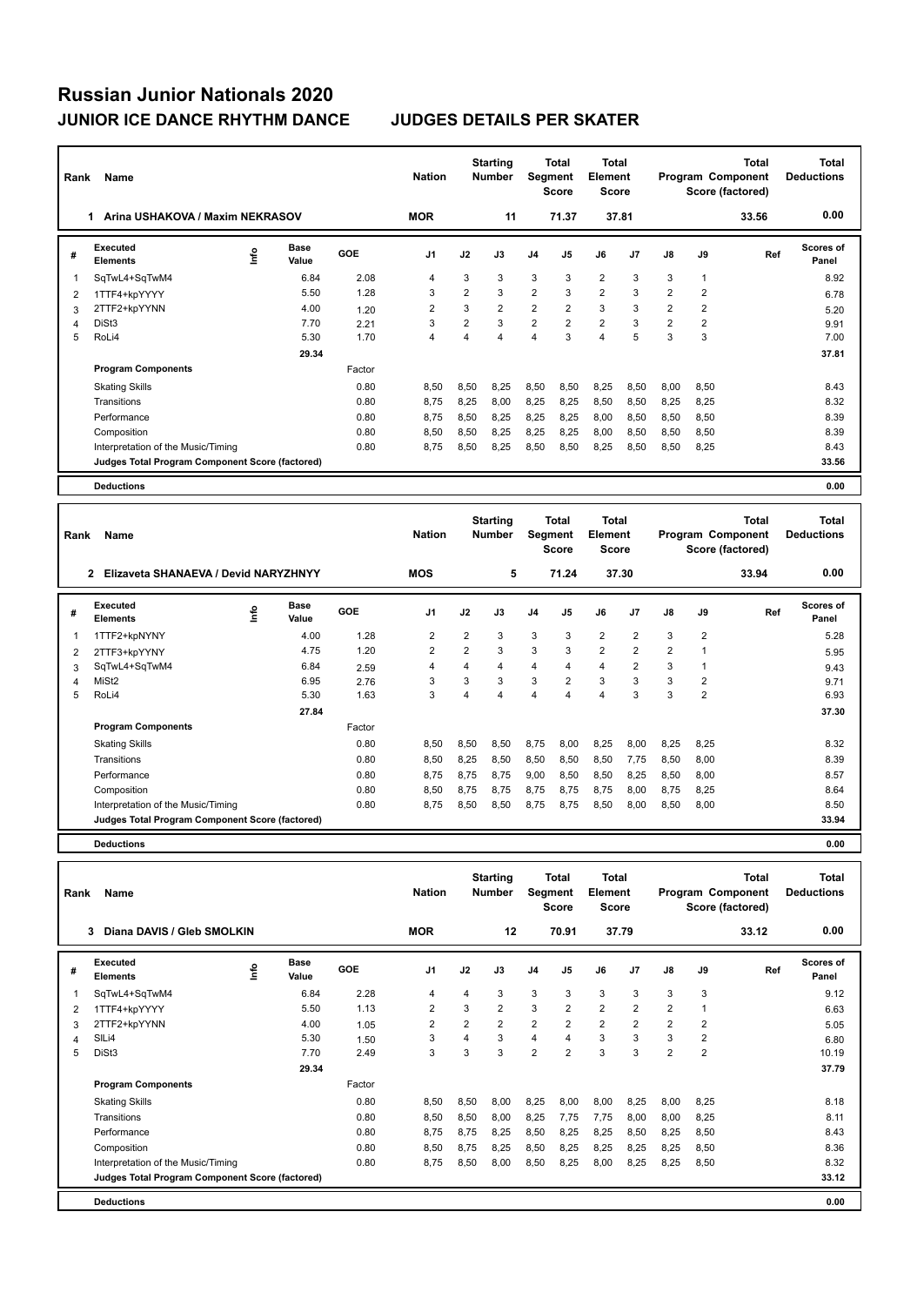# Russian Junior Nationals 2020

## JUNIOR ICE DANCE RHYTHM DANCE — JUDGES DETAILS PER SKATER

| Rank | Name | Nation | Starting Number | Total Segment Score | Total Element Score | Total Program Component Score (factored) | Total Deductions |
|---|---|---|---|---|---|---|---|
| 1 | Arina USHAKOVA / Maxim NEKRASOV | MOR | 11 | 71.37 | 37.81 | 33.56 | 0.00 |

| # | Executed Elements | Info | Base Value | GOE | J1 | J2 | J3 | J4 | J5 | J6 | J7 | J8 | J9 | Ref | Scores of Panel |
|---|---|---|---|---|---|---|---|---|---|---|---|---|---|---|---|
| 1 | SqTwL4+SqTwM4 | | 6.84 | 2.08 | 4 | 3 | 3 | 3 | 3 | 2 | 3 | 3 | 1 | | 8.92 |
| 2 | 1TTF4+kpYYYY | | 5.50 | 1.28 | 3 | 2 | 3 | 2 | 3 | 2 | 3 | 2 | 2 | | 6.78 |
| 3 | 2TTF2+kpYYNN | | 4.00 | 1.20 | 2 | 3 | 2 | 2 | 2 | 3 | 3 | 2 | 2 | | 5.20 |
| 4 | DiSt3 | | 7.70 | 2.21 | 3 | 2 | 3 | 2 | 2 | 2 | 3 | 2 | 2 | | 9.91 |
| 5 | RoLi4 | | 5.30 | 1.70 | 4 | 4 | 4 | 4 | 3 | 4 | 5 | 3 | 3 | | 7.00 |
| | | | 29.34 | | | | | | | | | | | | 37.81 |

| Program Components | Factor | J1 | J2 | J3 | J4 | J5 | J6 | J7 | J8 | J9 | Scores of Panel |
|---|---|---|---|---|---|---|---|---|---|---|---|
| Skating Skills | 0.80 | 8,50 | 8,50 | 8,25 | 8,50 | 8,50 | 8,25 | 8,50 | 8,00 | 8,50 | 8.43 |
| Transitions | 0.80 | 8,75 | 8,25 | 8,00 | 8,25 | 8,25 | 8,50 | 8,50 | 8,25 | 8,25 | 8.32 |
| Performance | 0.80 | 8,75 | 8,50 | 8,25 | 8,25 | 8,25 | 8,00 | 8,50 | 8,50 | 8,50 | 8.39 |
| Composition | 0.80 | 8,50 | 8,50 | 8,25 | 8,25 | 8,25 | 8,00 | 8,50 | 8,50 | 8,50 | 8.39 |
| Interpretation of the Music/Timing | 0.80 | 8,75 | 8,50 | 8,25 | 8,50 | 8,50 | 8,25 | 8,50 | 8,50 | 8,25 | 8.43 |
| Judges Total Program Component Score (factored) | | | | | | | | | | | 33.56 |

**Deductions** 0.00

| Rank | Name | Nation | Starting Number | Total Segment Score | Total Element Score | Total Program Component Score (factored) | Total Deductions |
|---|---|---|---|---|---|---|---|
| 2 | Elizaveta SHANAEVA / Devid NARYZHNYY | MOS | 5 | 71.24 | 37.30 | 33.94 | 0.00 |

| # | Executed Elements | Info | Base Value | GOE | J1 | J2 | J3 | J4 | J5 | J6 | J7 | J8 | J9 | Ref | Scores of Panel |
|---|---|---|---|---|---|---|---|---|---|---|---|---|---|---|---|
| 1 | 1TTF2+kpNYNY | | 4.00 | 1.28 | 2 | 2 | 3 | 3 | 3 | 2 | 2 | 3 | 2 | | 5.28 |
| 2 | 2TTF3+kpYYNY | | 4.75 | 1.20 | 2 | 2 | 3 | 3 | 3 | 2 | 2 | 2 | 1 | | 5.95 |
| 3 | SqTwL4+SqTwM4 | | 6.84 | 2.59 | 4 | 4 | 4 | 4 | 4 | 4 | 2 | 3 | 1 | | 9.43 |
| 4 | MiSt2 | | 6.95 | 2.76 | 3 | 3 | 3 | 3 | 2 | 3 | 3 | 3 | 2 | | 9.71 |
| 5 | RoLi4 | | 5.30 | 1.63 | 3 | 4 | 4 | 4 | 4 | 4 | 3 | 3 | 2 | | 6.93 |
| | | | 27.84 | | | | | | | | | | | | 37.30 |

| Program Components | Factor | J1 | J2 | J3 | J4 | J5 | J6 | J7 | J8 | J9 | Scores of Panel |
|---|---|---|---|---|---|---|---|---|---|---|---|
| Skating Skills | 0.80 | 8,50 | 8,50 | 8,50 | 8,75 | 8,00 | 8,25 | 8,00 | 8,25 | 8,25 | 8.32 |
| Transitions | 0.80 | 8,50 | 8,25 | 8,50 | 8,50 | 8,50 | 8,50 | 7,75 | 8,50 | 8,00 | 8.39 |
| Performance | 0.80 | 8,75 | 8,75 | 8,75 | 9,00 | 8,50 | 8,50 | 8,25 | 8,50 | 8,00 | 8.57 |
| Composition | 0.80 | 8,50 | 8,75 | 8,75 | 8,75 | 8,75 | 8,75 | 8,00 | 8,75 | 8,25 | 8.64 |
| Interpretation of the Music/Timing | 0.80 | 8,75 | 8,50 | 8,50 | 8,75 | 8,75 | 8,50 | 8,00 | 8,50 | 8,00 | 8.50 |
| Judges Total Program Component Score (factored) | | | | | | | | | | | 33.94 |

**Deductions** 0.00

| Rank | Name | Nation | Starting Number | Total Segment Score | Total Element Score | Total Program Component Score (factored) | Total Deductions |
|---|---|---|---|---|---|---|---|
| 3 | Diana DAVIS / Gleb SMOLKIN | MOR | 12 | 70.91 | 37.79 | 33.12 | 0.00 |

| # | Executed Elements | Info | Base Value | GOE | J1 | J2 | J3 | J4 | J5 | J6 | J7 | J8 | J9 | Ref | Scores of Panel |
|---|---|---|---|---|---|---|---|---|---|---|---|---|---|---|---|
| 1 | SqTwL4+SqTwM4 | | 6.84 | 2.28 | 4 | 4 | 3 | 3 | 3 | 3 | 3 | 3 | 3 | | 9.12 |
| 2 | 1TTF4+kpYYYY | | 5.50 | 1.13 | 2 | 3 | 2 | 3 | 2 | 2 | 2 | 2 | 1 | | 6.63 |
| 3 | 2TTF2+kpYYNN | | 4.00 | 1.05 | 2 | 2 | 2 | 2 | 2 | 2 | 2 | 2 | 2 | | 5.05 |
| 4 | SlLi4 | | 5.30 | 1.50 | 3 | 4 | 3 | 4 | 4 | 3 | 3 | 3 | 2 | | 6.80 |
| 5 | DiSt3 | | 7.70 | 2.49 | 3 | 3 | 3 | 2 | 2 | 3 | 3 | 2 | 2 | | 10.19 |
| | | | 29.34 | | | | | | | | | | | | 37.79 |

| Program Components | Factor | J1 | J2 | J3 | J4 | J5 | J6 | J7 | J8 | J9 | Scores of Panel |
|---|---|---|---|---|---|---|---|---|---|---|---|
| Skating Skills | 0.80 | 8,50 | 8,50 | 8,00 | 8,25 | 8,00 | 8,00 | 8,25 | 8,00 | 8,25 | 8.18 |
| Transitions | 0.80 | 8,50 | 8,50 | 8,00 | 8,25 | 7,75 | 7,75 | 8,00 | 8,00 | 8,25 | 8.11 |
| Performance | 0.80 | 8,75 | 8,75 | 8,25 | 8,50 | 8,25 | 8,25 | 8,50 | 8,25 | 8,50 | 8.43 |
| Composition | 0.80 | 8,50 | 8,75 | 8,25 | 8,50 | 8,25 | 8,25 | 8,25 | 8,25 | 8,50 | 8.36 |
| Interpretation of the Music/Timing | 0.80 | 8,75 | 8,50 | 8,00 | 8,50 | 8,25 | 8,00 | 8,25 | 8,25 | 8,50 | 8.32 |
| Judges Total Program Component Score (factored) | | | | | | | | | | | 33.12 |

**Deductions** 0.00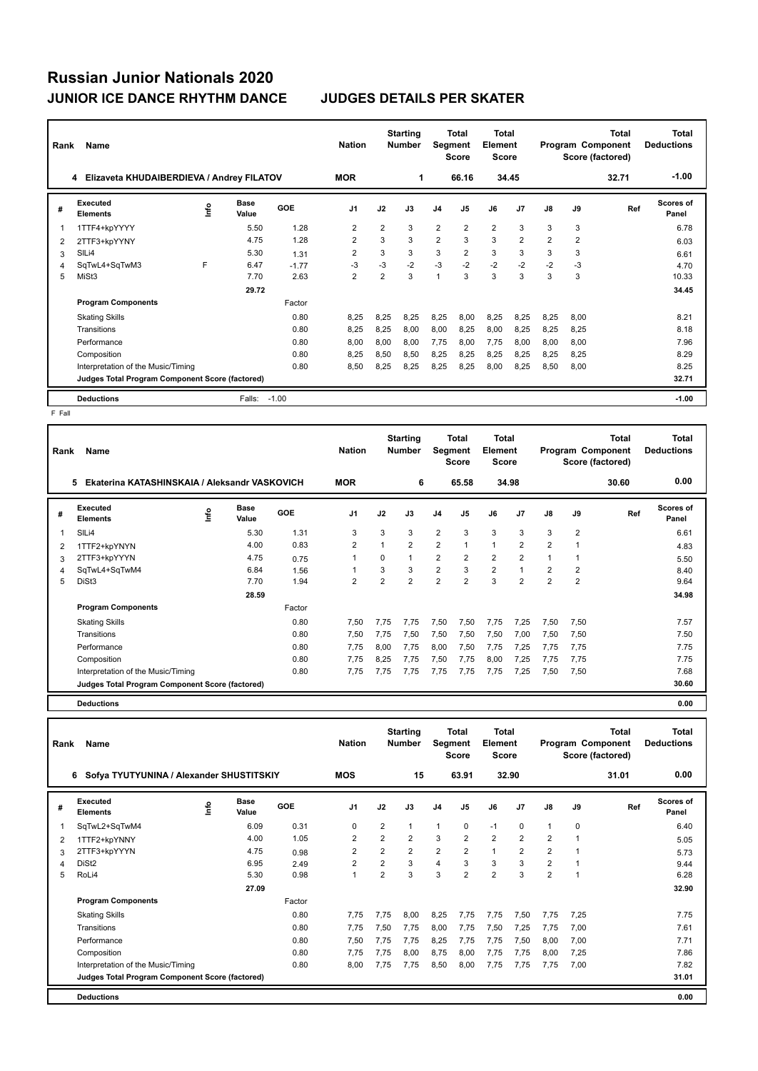# Russian Junior Nationals 2020

## JUNIOR ICE DANCE RHYTHM DANCE JUDGES DETAILS PER SKATER

| Rank | Name | Nation | Starting Number | Total Segment Score | Total Element Score | Total Program Component Score (factored) | Total Deductions |
|---|---|---|---|---|---|---|---|
| 4 | Elizaveta KHUDAIBERDIEVA / Andrey FILATOV | MOR | 1 | 66.16 | 34.45 | 32.71 | -1.00 |

| # | Executed Elements | Info | Base Value | GOE | J1 | J2 | J3 | J4 | J5 | J6 | J7 | J8 | J9 | Ref | Scores of Panel |
|---|---|---|---|---|---|---|---|---|---|---|---|---|---|---|---|
| 1 | 1TTF4+kpYYYY | | 5.50 | 1.28 | 2 | 2 | 3 | 2 | 2 | 2 | 3 | 3 | 3 | | 6.78 |
| 2 | 2TTF3+kpYYNY | | 4.75 | 1.28 | 2 | 3 | 3 | 2 | 3 | 3 | 2 | 2 | 2 | | 6.03 |
| 3 | SlLi4 | | 5.30 | 1.31 | 2 | 3 | 3 | 3 | 2 | 3 | 3 | 3 | 3 | | 6.61 |
| 4 | SqTwL4+SqTwM3 | F | 6.47 | -1.77 | -3 | -3 | -2 | -3 | -2 | -2 | -2 | -2 | -3 | | 4.70 |
| 5 | MiSt3 | | 7.70 | 2.63 | 2 | 2 | 3 | 1 | 3 | 3 | 3 | 3 | 3 | | 10.33 |
| | | | 29.72 | | | | | | | | | | | | 34.45 |
| | **Program Components** | | | Factor | | | | | | | | | | | |
| | Skating Skills | | | 0.80 | 8,25 | 8,25 | 8,25 | 8,25 | 8,00 | 8,25 | 8,25 | 8,25 | 8,00 | | 8.21 |
| | Transitions | | | 0.80 | 8,25 | 8,25 | 8,00 | 8,00 | 8,25 | 8,00 | 8,25 | 8,25 | 8,25 | | 8.18 |
| | Performance | | | 0.80 | 8,00 | 8,00 | 8,00 | 7,75 | 8,00 | 7,75 | 8,00 | 8,00 | 8,00 | | 7.96 |
| | Composition | | | 0.80 | 8,25 | 8,50 | 8,50 | 8,25 | 8,25 | 8,25 | 8,25 | 8,25 | 8,25 | | 8.29 |
| | Interpretation of the Music/Timing | | | 0.80 | 8,50 | 8,25 | 8,25 | 8,25 | 8,25 | 8,00 | 8,25 | 8,50 | 8,00 | | 8.25 |
| | **Judges Total Program Component Score (factored)** | | | | | | | | | | | | | | 32.71 |
| | **Deductions** | | Falls: | -1.00 | | | | | | | | | | | -1.00 |

F Fall

| Rank | Name | Nation | Starting Number | Total Segment Score | Total Element Score | Total Program Component Score (factored) | Total Deductions |
|---|---|---|---|---|---|---|---|
| 5 | Ekaterina KATASHINSKAIA / Aleksandr VASKOVICH | MOR | 6 | 65.58 | 34.98 | 30.60 | 0.00 |

| # | Executed Elements | Info | Base Value | GOE | J1 | J2 | J3 | J4 | J5 | J6 | J7 | J8 | J9 | Ref | Scores of Panel |
|---|---|---|---|---|---|---|---|---|---|---|---|---|---|---|---|
| 1 | SlLi4 | | 5.30 | 1.31 | 3 | 3 | 3 | 2 | 3 | 3 | 3 | 3 | 2 | | 6.61 |
| 2 | 1TTF2+kpYNYN | | 4.00 | 0.83 | 2 | 1 | 2 | 2 | 1 | 1 | 2 | 2 | 1 | | 4.83 |
| 3 | 2TTF3+kpYYYN | | 4.75 | 0.75 | 1 | 0 | 1 | 2 | 2 | 2 | 2 | 1 | 1 | | 5.50 |
| 4 | SqTwL4+SqTwM4 | | 6.84 | 1.56 | 1 | 3 | 3 | 2 | 3 | 2 | 1 | 2 | 2 | | 8.40 |
| 5 | DiSt3 | | 7.70 | 1.94 | 2 | 2 | 2 | 2 | 2 | 3 | 2 | 2 | 2 | | 9.64 |
| | | | 28.59 | | | | | | | | | | | | 34.98 |
| | **Program Components** | | | Factor | | | | | | | | | | | |
| | Skating Skills | | | 0.80 | 7,50 | 7,75 | 7,75 | 7,50 | 7,50 | 7,75 | 7,25 | 7,50 | 7,50 | | 7.57 |
| | Transitions | | | 0.80 | 7,50 | 7,75 | 7,50 | 7,50 | 7,50 | 7,50 | 7,00 | 7,50 | 7,50 | | 7.50 |
| | Performance | | | 0.80 | 7,75 | 8,00 | 7,75 | 8,00 | 7,50 | 7,75 | 7,25 | 7,75 | 7,75 | | 7.75 |
| | Composition | | | 0.80 | 7,75 | 8,25 | 7,75 | 7,50 | 7,75 | 8,00 | 7,25 | 7,75 | 7,75 | | 7.75 |
| | Interpretation of the Music/Timing | | | 0.80 | 7,75 | 7,75 | 7,75 | 7,75 | 7,75 | 7,75 | 7,25 | 7,50 | 7,50 | | 7.68 |
| | **Judges Total Program Component Score (factored)** | | | | | | | | | | | | | | 30.60 |
| | **Deductions** | | | | | | | | | | | | | | 0.00 |

| Rank | Name | Nation | Starting Number | Total Segment Score | Total Element Score | Total Program Component Score (factored) | Total Deductions |
|---|---|---|---|---|---|---|---|
| 6 | Sofya TYUTYUNINA / Alexander SHUSTITSKIY | MOS | 15 | 63.91 | 32.90 | 31.01 | 0.00 |

| # | Executed Elements | Info | Base Value | GOE | J1 | J2 | J3 | J4 | J5 | J6 | J7 | J8 | J9 | Ref | Scores of Panel |
|---|---|---|---|---|---|---|---|---|---|---|---|---|---|---|---|
| 1 | SqTwL2+SqTwM4 | | 6.09 | 0.31 | 0 | 2 | 1 | 1 | 0 | -1 | 0 | 1 | 0 | | 6.40 |
| 2 | 1TTF2+kpYNNY | | 4.00 | 1.05 | 2 | 2 | 2 | 3 | 2 | 2 | 2 | 2 | 1 | | 5.05 |
| 3 | 2TTF3+kpYYYN | | 4.75 | 0.98 | 2 | 2 | 2 | 2 | 2 | 1 | 2 | 2 | 1 | | 5.73 |
| 4 | DiSt2 | | 6.95 | 2.49 | 2 | 2 | 3 | 4 | 3 | 3 | 3 | 2 | 1 | | 9.44 |
| 5 | RoLi4 | | 5.30 | 0.98 | 1 | 2 | 3 | 3 | 2 | 2 | 3 | 2 | 1 | | 6.28 |
| | | | 27.09 | | | | | | | | | | | | 32.90 |
| | **Program Components** | | | Factor | | | | | | | | | | | |
| | Skating Skills | | | 0.80 | 7,75 | 7,75 | 8,00 | 8,25 | 7,75 | 7,75 | 7,50 | 7,75 | 7,25 | | 7.75 |
| | Transitions | | | 0.80 | 7,75 | 7,50 | 7,75 | 8,00 | 7,75 | 7,50 | 7,25 | 7,75 | 7,00 | | 7.61 |
| | Performance | | | 0.80 | 7,50 | 7,75 | 7,75 | 8,25 | 7,75 | 7,75 | 7,50 | 8,00 | 7,00 | | 7.71 |
| | Composition | | | 0.80 | 7,75 | 7,75 | 8,00 | 8,75 | 8,00 | 7,75 | 7,75 | 8,00 | 7,25 | | 7.86 |
| | Interpretation of the Music/Timing | | | 0.80 | 8,00 | 7,75 | 7,75 | 8,50 | 8,00 | 7,75 | 7,75 | 7,75 | 7,00 | | 7.82 |
| | **Judges Total Program Component Score (factored)** | | | | | | | | | | | | | | 31.01 |
| | **Deductions** | | | | | | | | | | | | | | 0.00 |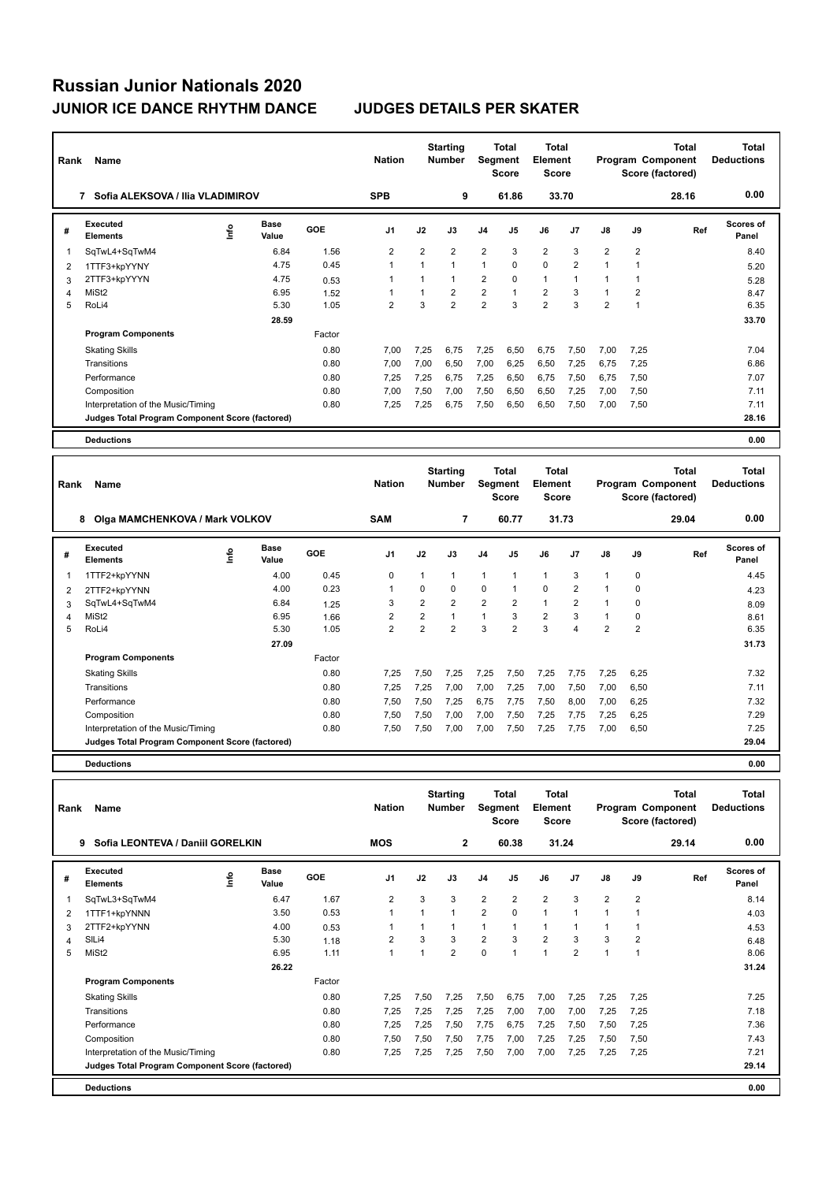# Russian Junior Nationals 2020

## JUNIOR ICE DANCE RHYTHM DANCE    JUDGES DETAILS PER SKATER

| Rank | Name | Nation | Starting Number | Total Segment Score | Total Element Score | Total Program Component Score (factored) | Total Deductions |
|---|---|---|---|---|---|---|---|
| 7 | Sofia ALEKSOVA / Ilia VLADIMIROV | SPB | 9 | 61.86 | 33.70 | 28.16 | 0.00 |

| # | Executed Elements | Info | Base Value | GOE | J1 | J2 | J3 | J4 | J5 | J6 | J7 | J8 | J9 | Ref | Scores of Panel |
|---|---|---|---|---|---|---|---|---|---|---|---|---|---|---|---|
| 1 | SqTwL4+SqTwM4 | | 6.84 | 1.56 | 2 | 2 | 2 | 2 | 3 | 2 | 3 | 2 | 2 | | 8.40 |
| 2 | 1TTF3+kpYYNY | | 4.75 | 0.45 | 1 | 1 | 1 | 1 | 0 | 0 | 2 | 1 | 1 | | 5.20 |
| 3 | 2TTF3+kpYYYN | | 4.75 | 0.53 | 1 | 1 | 1 | 2 | 0 | 1 | 1 | 1 | 1 | | 5.28 |
| 4 | MiSt2 | | 6.95 | 1.52 | 1 | 1 | 2 | 2 | 1 | 2 | 3 | 1 | 2 | | 8.47 |
| 5 | RoLi4 | | 5.30 | 1.05 | 2 | 3 | 2 | 2 | 3 | 2 | 3 | 2 | 1 | | 6.35 |
| | | | 28.59 | | | | | | | | | | | | 33.70 |

| Program Components | Factor | J1 | J2 | J3 | J4 | J5 | J6 | J7 | J8 | J9 | Scores of Panel |
|---|---|---|---|---|---|---|---|---|---|---|---|
| Skating Skills | 0.80 | 7,00 | 7,25 | 6,75 | 7,25 | 6,50 | 6,75 | 7,50 | 7,00 | 7,25 | 7.04 |
| Transitions | 0.80 | 7,00 | 7,00 | 6,50 | 7,00 | 6,25 | 6,50 | 7,25 | 6,75 | 7,25 | 6.86 |
| Performance | 0.80 | 7,25 | 7,25 | 6,75 | 7,25 | 6,50 | 6,75 | 7,50 | 6,75 | 7,50 | 7.07 |
| Composition | 0.80 | 7,00 | 7,50 | 7,00 | 7,50 | 6,50 | 6,50 | 7,25 | 7,00 | 7,50 | 7.11 |
| Interpretation of the Music/Timing | 0.80 | 7,25 | 7,25 | 6,75 | 7,50 | 6,50 | 6,50 | 7,50 | 7,00 | 7,50 | 7.11 |
| Judges Total Program Component Score (factored) | | | | | | | | | | | 28.16 |

**Deductions** 0.00

| Rank | Name | Nation | Starting Number | Total Segment Score | Total Element Score | Total Program Component Score (factored) | Total Deductions |
|---|---|---|---|---|---|---|---|
| 8 | Olga MAMCHENKOVA / Mark VOLKOV | SAM | 7 | 60.77 | 31.73 | 29.04 | 0.00 |

| # | Executed Elements | Info | Base Value | GOE | J1 | J2 | J3 | J4 | J5 | J6 | J7 | J8 | J9 | Ref | Scores of Panel |
|---|---|---|---|---|---|---|---|---|---|---|---|---|---|---|---|
| 1 | 1TTF2+kpYYNN | | 4.00 | 0.45 | 0 | 1 | 1 | 1 | 1 | 1 | 3 | 1 | 0 | | 4.45 |
| 2 | 2TTF2+kpYYNN | | 4.00 | 0.23 | 1 | 0 | 0 | 0 | 1 | 0 | 2 | 1 | 0 | | 4.23 |
| 3 | SqTwL4+SqTwM4 | | 6.84 | 1.25 | 3 | 2 | 2 | 2 | 2 | 1 | 2 | 1 | 0 | | 8.09 |
| 4 | MiSt2 | | 6.95 | 1.66 | 2 | 2 | 1 | 1 | 3 | 2 | 3 | 1 | 0 | | 8.61 |
| 5 | RoLi4 | | 5.30 | 1.05 | 2 | 2 | 2 | 3 | 2 | 3 | 4 | 2 | 2 | | 6.35 |
| | | | 27.09 | | | | | | | | | | | | 31.73 |

| Program Components | Factor | J1 | J2 | J3 | J4 | J5 | J6 | J7 | J8 | J9 | Scores of Panel |
|---|---|---|---|---|---|---|---|---|---|---|---|
| Skating Skills | 0.80 | 7,25 | 7,50 | 7,25 | 7,25 | 7,50 | 7,25 | 7,75 | 7,25 | 6,25 | 7.32 |
| Transitions | 0.80 | 7,25 | 7,25 | 7,00 | 7,00 | 7,25 | 7,00 | 7,50 | 7,00 | 6,50 | 7.11 |
| Performance | 0.80 | 7,50 | 7,50 | 7,25 | 6,75 | 7,75 | 7,50 | 8,00 | 7,00 | 6,25 | 7.32 |
| Composition | 0.80 | 7,50 | 7,50 | 7,00 | 7,00 | 7,50 | 7,25 | 7,75 | 7,25 | 6,25 | 7.29 |
| Interpretation of the Music/Timing | 0.80 | 7,50 | 7,50 | 7,00 | 7,00 | 7,50 | 7,25 | 7,75 | 7,00 | 6,50 | 7.25 |
| Judges Total Program Component Score (factored) | | | | | | | | | | | 29.04 |

**Deductions** 0.00

| Rank | Name | Nation | Starting Number | Total Segment Score | Total Element Score | Total Program Component Score (factored) | Total Deductions |
|---|---|---|---|---|---|---|---|
| 9 | Sofia LEONTEVA / Daniil GORELKIN | MOS | 2 | 60.38 | 31.24 | 29.14 | 0.00 |

| # | Executed Elements | Info | Base Value | GOE | J1 | J2 | J3 | J4 | J5 | J6 | J7 | J8 | J9 | Ref | Scores of Panel |
|---|---|---|---|---|---|---|---|---|---|---|---|---|---|---|---|
| 1 | SqTwL3+SqTwM4 | | 6.47 | 1.67 | 2 | 3 | 3 | 2 | 2 | 2 | 3 | 2 | 2 | | 8.14 |
| 2 | 1TTF1+kpYNNN | | 3.50 | 0.53 | 1 | 1 | 1 | 2 | 0 | 1 | 1 | 1 | 1 | | 4.03 |
| 3 | 2TTF2+kpYYNN | | 4.00 | 0.53 | 1 | 1 | 1 | 1 | 1 | 1 | 1 | 1 | 1 | | 4.53 |
| 4 | SlLi4 | | 5.30 | 1.18 | 2 | 3 | 3 | 2 | 3 | 2 | 3 | 3 | 2 | | 6.48 |
| 5 | MiSt2 | | 6.95 | 1.11 | 1 | 1 | 2 | 0 | 1 | 1 | 2 | 1 | 1 | | 8.06 |
| | | | 26.22 | | | | | | | | | | | | 31.24 |

| Program Components | Factor | J1 | J2 | J3 | J4 | J5 | J6 | J7 | J8 | J9 | Scores of Panel |
|---|---|---|---|---|---|---|---|---|---|---|---|
| Skating Skills | 0.80 | 7,25 | 7,50 | 7,25 | 7,50 | 6,75 | 7,00 | 7,25 | 7,25 | 7,25 | 7.25 |
| Transitions | 0.80 | 7,25 | 7,25 | 7,25 | 7,25 | 7,00 | 7,00 | 7,00 | 7,25 | 7,25 | 7.18 |
| Performance | 0.80 | 7,25 | 7,25 | 7,50 | 7,75 | 6,75 | 7,25 | 7,50 | 7,50 | 7,25 | 7.36 |
| Composition | 0.80 | 7,50 | 7,50 | 7,50 | 7,75 | 7,00 | 7,25 | 7,25 | 7,50 | 7,50 | 7.43 |
| Interpretation of the Music/Timing | 0.80 | 7,25 | 7,25 | 7,25 | 7,50 | 7,00 | 7,00 | 7,25 | 7,25 | 7,25 | 7.21 |
| Judges Total Program Component Score (factored) | | | | | | | | | | | 29.14 |

**Deductions** 0.00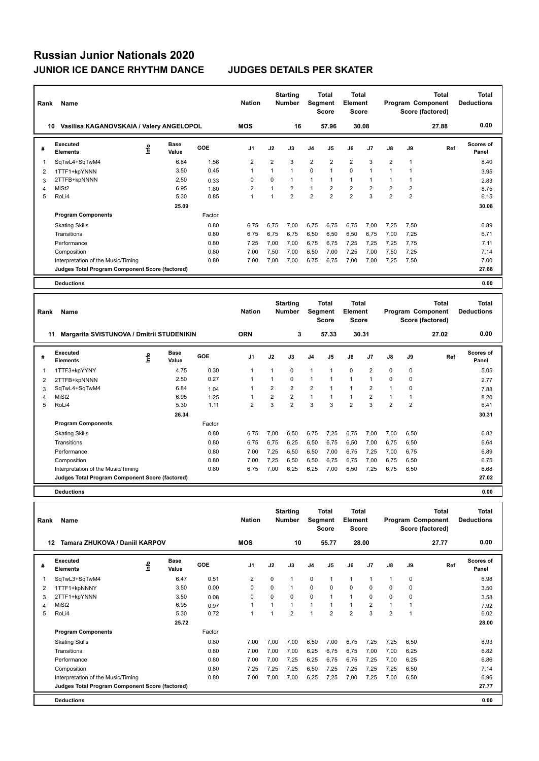# Russian Junior Nationals 2020

## JUNIOR ICE DANCE RHYTHM DANCE JUDGES DETAILS PER SKATER

| Rank | Name | Nation | Starting Number | Total Segment Score | Total Element Score | Total Program Component Score (factored) | Total Deductions |
|---|---|---|---|---|---|---|---|
| 10 | Vasilisa KAGANOVSKAIA / Valery ANGELOPOL | MOS | 16 | 57.96 | 30.08 | 27.88 | 0.00 |

| # | Executed Elements | Info | Base Value | GOE | J1 | J2 | J3 | J4 | J5 | J6 | J7 | J8 | J9 | Ref | Scores of Panel |
|---|---|---|---|---|---|---|---|---|---|---|---|---|---|---|---|
| 1 | SqTwL4+SqTwM4 | | 6.84 | 1.56 | 2 | 2 | 3 | 2 | 2 | 2 | 3 | 2 | 1 | | 8.40 |
| 2 | 1TTF1+kpYNNN | | 3.50 | 0.45 | 1 | 1 | 1 | 0 | 1 | 0 | 1 | 1 | 1 | | 3.95 |
| 3 | 2TTFB+kpNNNN | | 2.50 | 0.33 | 0 | 0 | 1 | 1 | 1 | 1 | 1 | 1 | 1 | | 2.83 |
| 4 | MiSt2 | | 6.95 | 1.80 | 2 | 1 | 2 | 1 | 2 | 2 | 2 | 2 | 2 | | 8.75 |
| 5 | RoLi4 | | 5.30 | 0.85 | 1 | 1 | 2 | 2 | 2 | 2 | 3 | 2 | 2 | | 6.15 |
| | | | 25.09 | | | | | | | | | | | | 30.08 |

| Program Components | Factor | J1 | J2 | J3 | J4 | J5 | J6 | J7 | J8 | J9 | Scores of Panel |
|---|---|---|---|---|---|---|---|---|---|---|---|
| Skating Skills | 0.80 | 6,75 | 6,75 | 7,00 | 6,75 | 6,75 | 6,75 | 7,00 | 7,25 | 7,50 | 6.89 |
| Transitions | 0.80 | 6,75 | 6,75 | 6,75 | 6,50 | 6,50 | 6,50 | 6,75 | 7,00 | 7,25 | 6.71 |
| Performance | 0.80 | 7,25 | 7,00 | 7,00 | 6,75 | 6,75 | 7,25 | 7,25 | 7,25 | 7,75 | 7.11 |
| Composition | 0.80 | 7,00 | 7,50 | 7,00 | 6,50 | 7,00 | 7,25 | 7,00 | 7,50 | 7,25 | 7.14 |
| Interpretation of the Music/Timing | 0.80 | 7,00 | 7,00 | 7,00 | 6,75 | 6,75 | 7,00 | 7,00 | 7,25 | 7,50 | 7.00 |
| Judges Total Program Component Score (factored) | | | | | | | | | | | 27.88 |

**Deductions** 0.00

| Rank | Name | Nation | Starting Number | Total Segment Score | Total Element Score | Total Program Component Score (factored) | Total Deductions |
|---|---|---|---|---|---|---|---|
| 11 | Margarita SVISTUNOVA / Dmitrii STUDENIKIN | ORN | 3 | 57.33 | 30.31 | 27.02 | 0.00 |

| # | Executed Elements | Info | Base Value | GOE | J1 | J2 | J3 | J4 | J5 | J6 | J7 | J8 | J9 | Ref | Scores of Panel |
|---|---|---|---|---|---|---|---|---|---|---|---|---|---|---|---|
| 1 | 1TTF3+kpYYNY | | 4.75 | 0.30 | 1 | 1 | 0 | 1 | 1 | 0 | 2 | 0 | 0 | | 5.05 |
| 2 | 2TTFB+kpNNNN | | 2.50 | 0.27 | 1 | 1 | 0 | 1 | 1 | 1 | 1 | 0 | 0 | | 2.77 |
| 3 | SqTwL4+SqTwM4 | | 6.84 | 1.04 | 1 | 2 | 2 | 2 | 1 | 1 | 2 | 1 | 0 | | 7.88 |
| 4 | MiSt2 | | 6.95 | 1.25 | 1 | 2 | 2 | 1 | 1 | 1 | 2 | 1 | 1 | | 8.20 |
| 5 | RoLi4 | | 5.30 | 1.11 | 2 | 3 | 2 | 3 | 3 | 2 | 3 | 2 | 2 | | 6.41 |
| | | | 26.34 | | | | | | | | | | | | 30.31 |

| Program Components | Factor | J1 | J2 | J3 | J4 | J5 | J6 | J7 | J8 | J9 | Scores of Panel |
|---|---|---|---|---|---|---|---|---|---|---|---|
| Skating Skills | 0.80 | 6,75 | 7,00 | 6,50 | 6,75 | 7,25 | 6,75 | 7,00 | 7,00 | 6,50 | 6.82 |
| Transitions | 0.80 | 6,75 | 6,75 | 6,25 | 6,50 | 6,75 | 6,50 | 7,00 | 6,75 | 6,50 | 6.64 |
| Performance | 0.80 | 7,00 | 7,25 | 6,50 | 6,50 | 7,00 | 6,75 | 7,25 | 7,00 | 6,75 | 6.89 |
| Composition | 0.80 | 7,00 | 7,25 | 6,50 | 6,50 | 6,75 | 6,75 | 7,00 | 6,75 | 6,50 | 6.75 |
| Interpretation of the Music/Timing | 0.80 | 6,75 | 7,00 | 6,25 | 6,25 | 7,00 | 6,50 | 7,25 | 6,75 | 6,50 | 6.68 |
| Judges Total Program Component Score (factored) | | | | | | | | | | | 27.02 |

**Deductions** 0.00

| Rank | Name | Nation | Starting Number | Total Segment Score | Total Element Score | Total Program Component Score (factored) | Total Deductions |
|---|---|---|---|---|---|---|---|
| 12 | Tamara ZHUKOVA / Daniil KARPOV | MOS | 10 | 55.77 | 28.00 | 27.77 | 0.00 |

| # | Executed Elements | Info | Base Value | GOE | J1 | J2 | J3 | J4 | J5 | J6 | J7 | J8 | J9 | Ref | Scores of Panel |
|---|---|---|---|---|---|---|---|---|---|---|---|---|---|---|---|
| 1 | SqTwL3+SqTwM4 | | 6.47 | 0.51 | 2 | 0 | 1 | 0 | 1 | 1 | 1 | 1 | 0 | | 6.98 |
| 2 | 1TTF1+kpNNNY | | 3.50 | 0.00 | 0 | 0 | 1 | 0 | 0 | 0 | 0 | 0 | 0 | | 3.50 |
| 3 | 2TTF1+kpYNNN | | 3.50 | 0.08 | 0 | 0 | 0 | 0 | 1 | 1 | 0 | 0 | 0 | | 3.58 |
| 4 | MiSt2 | | 6.95 | 0.97 | 1 | 1 | 1 | 1 | 1 | 1 | 2 | 1 | 1 | | 7.92 |
| 5 | RoLi4 | | 5.30 | 0.72 | 1 | 1 | 2 | 1 | 2 | 2 | 3 | 2 | 1 | | 6.02 |
| | | | 25.72 | | | | | | | | | | | | 28.00 |

| Program Components | Factor | J1 | J2 | J3 | J4 | J5 | J6 | J7 | J8 | J9 | Scores of Panel |
|---|---|---|---|---|---|---|---|---|---|---|---|
| Skating Skills | 0.80 | 7,00 | 7,00 | 7,00 | 6,50 | 7,00 | 6,75 | 7,25 | 7,25 | 6,50 | 6.93 |
| Transitions | 0.80 | 7,00 | 7,00 | 7,00 | 6,25 | 6,75 | 6,75 | 7,00 | 7,00 | 6,25 | 6.82 |
| Performance | 0.80 | 7,00 | 7,00 | 7,25 | 6,25 | 6,75 | 6,75 | 7,25 | 7,00 | 6,25 | 6.86 |
| Composition | 0.80 | 7,25 | 7,25 | 7,25 | 6,50 | 7,25 | 7,25 | 7,25 | 7,25 | 6,50 | 7.14 |
| Interpretation of the Music/Timing | 0.80 | 7,00 | 7,00 | 7,00 | 6,25 | 7,25 | 7,00 | 7,25 | 7,00 | 6,50 | 6.96 |
| Judges Total Program Component Score (factored) | | | | | | | | | | | 27.77 |

**Deductions** 0.00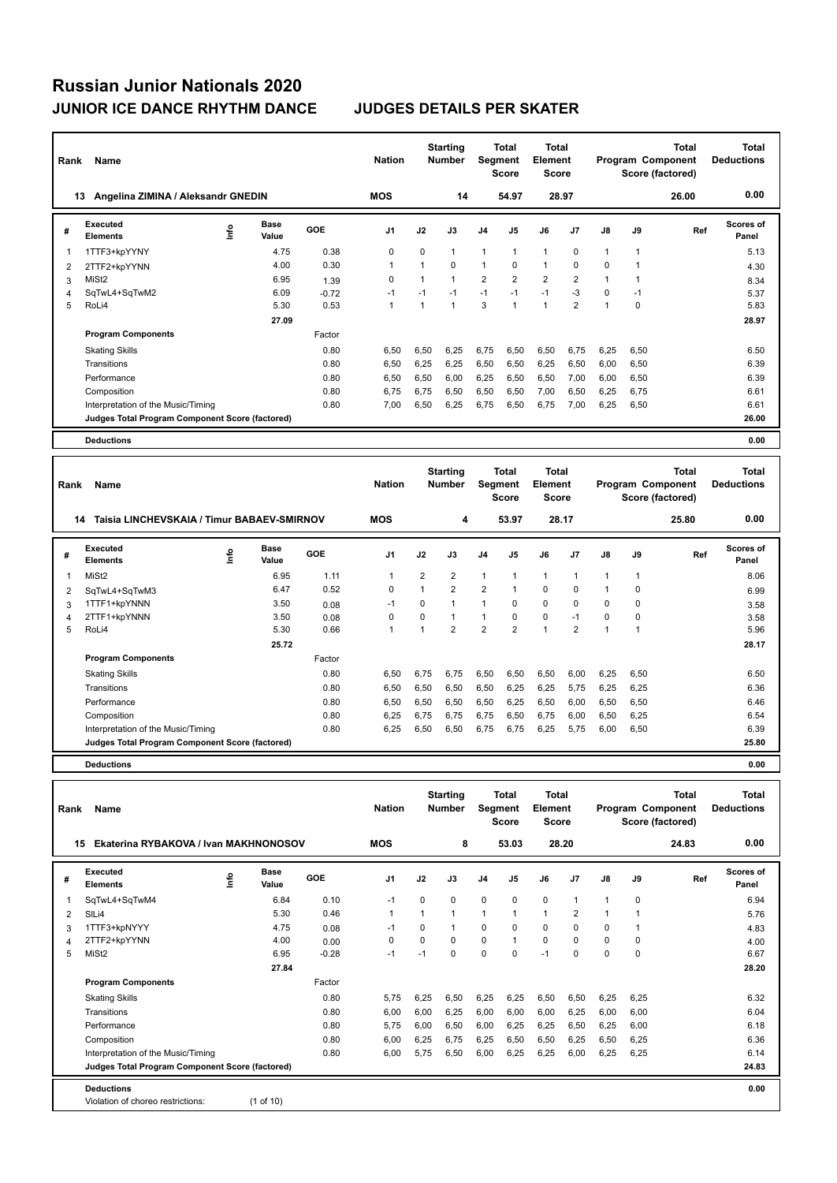# Russian Junior Nationals 2020

## JUNIOR ICE DANCE RHYTHM DANCE JUDGES DETAILS PER SKATER

| Rank | Name | Nation | Starting Number | Total Segment Score | Total Element Score | Total Program Component Score (factored) | Total Deductions |
|---|---|---|---|---|---|---|---|
| 13 | Angelina ZIMINA / Aleksandr GNEDIN | MOS | 14 | 54.97 | 28.97 | 26.00 | 0.00 |

| # | Executed Elements | Info | Base Value | GOE | J1 | J2 | J3 | J4 | J5 | J6 | J7 | J8 | J9 | Ref | Scores of Panel |
|---|---|---|---|---|---|---|---|---|---|---|---|---|---|---|---|
| 1 | 1TTF3+kpYYNY | | 4.75 | 0.38 | 0 | 0 | 1 | 1 | 1 | 1 | 0 | 1 | 1 | | 5.13 |
| 2 | 2TTF2+kpYYNN | | 4.00 | 0.30 | 1 | 1 | 0 | 1 | 0 | 1 | 0 | 0 | 1 | | 4.30 |
| 3 | MiSt2 | | 6.95 | 1.39 | 0 | 1 | 1 | 2 | 2 | 2 | 2 | 1 | 1 | | 8.34 |
| 4 | SqTwL4+SqTwM2 | | 6.09 | -0.72 | -1 | -1 | -1 | -1 | -1 | -1 | -3 | 0 | -1 | | 5.37 |
| 5 | RoLi4 | | 5.30 | 0.53 | 1 | 1 | 1 | 3 | 1 | 1 | 2 | 1 | 0 | | 5.83 |
| | | | 27.09 | | | | | | | | | | | | 28.97 |
| | **Program Components** | | | Factor | | | | | | | | | | | |
| | Skating Skills | | | 0.80 | 6,50 | 6,50 | 6,25 | 6,75 | 6,50 | 6,50 | 6,75 | 6,25 | 6,50 | | 6.50 |
| | Transitions | | | 0.80 | 6,50 | 6,25 | 6,25 | 6,50 | 6,50 | 6,25 | 6,50 | 6,00 | 6,50 | | 6.39 |
| | Performance | | | 0.80 | 6,50 | 6,50 | 6,00 | 6,25 | 6,50 | 6,50 | 7,00 | 6,00 | 6,50 | | 6.39 |
| | Composition | | | 0.80 | 6,75 | 6,75 | 6,50 | 6,50 | 6,50 | 7,00 | 6,50 | 6,25 | 6,75 | | 6.61 |
| | Interpretation of the Music/Timing | | | 0.80 | 7,00 | 6,50 | 6,25 | 6,75 | 6,50 | 6,75 | 7,00 | 6,25 | 6,50 | | 6.61 |
| | **Judges Total Program Component Score (factored)** | | | | | | | | | | | | | | 26.00 |
| | **Deductions** | | | | | | | | | | | | | | 0.00 |

| Rank | Name | Nation | Starting Number | Total Segment Score | Total Element Score | Total Program Component Score (factored) | Total Deductions |
|---|---|---|---|---|---|---|---|
| 14 | Taisia LINCHEVSKAIA / Timur BABAEV-SMIRNOV | MOS | 4 | 53.97 | 28.17 | 25.80 | 0.00 |

| # | Executed Elements | Info | Base Value | GOE | J1 | J2 | J3 | J4 | J5 | J6 | J7 | J8 | J9 | Ref | Scores of Panel |
|---|---|---|---|---|---|---|---|---|---|---|---|---|---|---|---|
| 1 | MiSt2 | | 6.95 | 1.11 | 1 | 2 | 2 | 1 | 1 | 1 | 1 | 1 | 1 | | 8.06 |
| 2 | SqTwL4+SqTwM3 | | 6.47 | 0.52 | 0 | 1 | 2 | 2 | 1 | 0 | 0 | 1 | 0 | | 6.99 |
| 3 | 1TTF1+kpYNNN | | 3.50 | 0.08 | -1 | 0 | 1 | 1 | 0 | 0 | 0 | 0 | 0 | | 3.58 |
| 4 | 2TTF1+kpYNNN | | 3.50 | 0.08 | 0 | 0 | 1 | 1 | 0 | 0 | -1 | 0 | 0 | | 3.58 |
| 5 | RoLi4 | | 5.30 | 0.66 | 1 | 1 | 2 | 2 | 2 | 1 | 2 | 1 | 1 | | 5.96 |
| | | | 25.72 | | | | | | | | | | | | 28.17 |
| | **Program Components** | | | Factor | | | | | | | | | | | |
| | Skating Skills | | | 0.80 | 6,50 | 6,75 | 6,75 | 6,50 | 6,50 | 6,50 | 6,00 | 6,25 | 6,50 | | 6.50 |
| | Transitions | | | 0.80 | 6,50 | 6,50 | 6,50 | 6,50 | 6,25 | 6,25 | 5,75 | 6,25 | 6,25 | | 6.36 |
| | Performance | | | 0.80 | 6,50 | 6,50 | 6,50 | 6,50 | 6,25 | 6,50 | 6,00 | 6,50 | 6,50 | | 6.46 |
| | Composition | | | 0.80 | 6,25 | 6,75 | 6,75 | 6,75 | 6,50 | 6,75 | 6,00 | 6,50 | 6,25 | | 6.54 |
| | Interpretation of the Music/Timing | | | 0.80 | 6,25 | 6,50 | 6,50 | 6,75 | 6,75 | 6,25 | 5,75 | 6,00 | 6,50 | | 6.39 |
| | **Judges Total Program Component Score (factored)** | | | | | | | | | | | | | | 25.80 |
| | **Deductions** | | | | | | | | | | | | | | 0.00 |

| Rank | Name | Nation | Starting Number | Total Segment Score | Total Element Score | Total Program Component Score (factored) | Total Deductions |
|---|---|---|---|---|---|---|---|
| 15 | Ekaterina RYBAKOVA / Ivan MAKHNONOSOV | MOS | 8 | 53.03 | 28.20 | 24.83 | 0.00 |

| # | Executed Elements | Info | Base Value | GOE | J1 | J2 | J3 | J4 | J5 | J6 | J7 | J8 | J9 | Ref | Scores of Panel |
|---|---|---|---|---|---|---|---|---|---|---|---|---|---|---|---|
| 1 | SqTwL4+SqTwM4 | | 6.84 | 0.10 | -1 | 0 | 0 | 0 | 0 | 0 | 1 | 1 | 0 | | 6.94 |
| 2 | SlLi4 | | 5.30 | 0.46 | 1 | 1 | 1 | 1 | 1 | 1 | 2 | 1 | 1 | | 5.76 |
| 3 | 1TTF3+kpNYYY | | 4.75 | 0.08 | -1 | 0 | 1 | 0 | 0 | 0 | 0 | 0 | 1 | | 4.83 |
| 4 | 2TTF2+kpYYNN | | 4.00 | 0.00 | 0 | 0 | 0 | 0 | 1 | 0 | 0 | 0 | 0 | | 4.00 |
| 5 | MiSt2 | | 6.95 | -0.28 | -1 | -1 | 0 | 0 | 0 | -1 | 0 | 0 | 0 | | 6.67 |
| | | | 27.84 | | | | | | | | | | | | 28.20 |
| | **Program Components** | | | Factor | | | | | | | | | | | |
| | Skating Skills | | | 0.80 | 5,75 | 6,25 | 6,50 | 6,25 | 6,25 | 6,50 | 6,50 | 6,25 | 6,25 | | 6.32 |
| | Transitions | | | 0.80 | 6,00 | 6,00 | 6,25 | 6,00 | 6,00 | 6,00 | 6,25 | 6,00 | 6,00 | | 6.04 |
| | Performance | | | 0.80 | 5,75 | 6,00 | 6,50 | 6,00 | 6,25 | 6,25 | 6,50 | 6,25 | 6,00 | | 6.18 |
| | Composition | | | 0.80 | 6,00 | 6,25 | 6,75 | 6,25 | 6,50 | 6,50 | 6,25 | 6,50 | 6,25 | | 6.36 |
| | Interpretation of the Music/Timing | | | 0.80 | 6,00 | 5,75 | 6,50 | 6,00 | 6,25 | 6,25 | 6,00 | 6,25 | 6,25 | | 6.14 |
| | **Judges Total Program Component Score (factored)** | | | | | | | | | | | | | | 24.83 |
| | **Deductions** | | | | | | | | | | | | | | 0.00 |
| | Violation of choreo restrictions: | (1 of 10) | | | | | | | | | | | | | |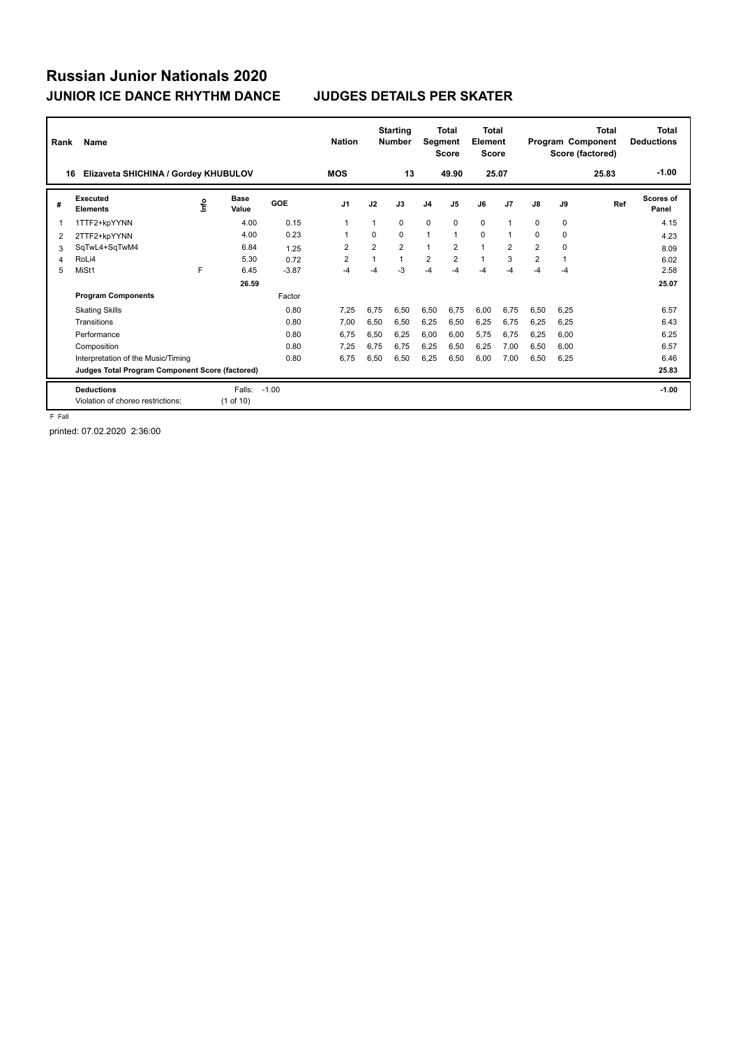# Russian Junior Nationals 2020

## JUNIOR ICE DANCE RHYTHM DANCE    JUDGES DETAILS PER SKATER

| Rank | Name | Nation | Starting Number | Total Segment Score | Total Element Score | Total Program Component Score (factored) | Total Deductions |
|---|---|---|---|---|---|---|---|
| 16 | Elizaveta SHICHINA / Gordey KHUBULOV | MOS | 13 | 49.90 | 25.07 | 25.83 | -1.00 |

| # | Executed Elements | Info | Base Value | GOE | J1 | J2 | J3 | J4 | J5 | J6 | J7 | J8 | J9 | Ref | Scores of Panel |
|---|---|---|---|---|---|---|---|---|---|---|---|---|---|---|---|
| 1 | 1TTF2+kpYYNN | | 4.00 | 0.15 | 1 | 1 | 0 | 0 | 0 | 0 | 1 | 0 | 0 | | 4.15 |
| 2 | 2TTF2+kpYYNN | | 4.00 | 0.23 | 1 | 0 | 0 | 1 | 1 | 0 | 1 | 0 | 0 | | 4.23 |
| 3 | SqTwL4+SqTwM4 | | 6.84 | 1.25 | 2 | 2 | 2 | 1 | 2 | 1 | 2 | 2 | 0 | | 8.09 |
| 4 | RoLi4 | | 5.30 | 0.72 | 2 | 1 | 1 | 2 | 2 | 1 | 3 | 2 | 1 | | 6.02 |
| 5 | MiSt1 | F | 6.45 | -3.87 | -4 | -4 | -3 | -4 | -4 | -4 | -4 | -4 | -4 | | 2.58 |
| | | | 26.59 | | | | | | | | | | | | 25.07 |
| | **Program Components** | | | Factor | | | | | | | | | | | |
| | Skating Skills | | | 0.80 | 7,25 | 6,75 | 6,50 | 6,50 | 6,75 | 6,00 | 6,75 | 6,50 | 6,25 | | 6.57 |
| | Transitions | | | 0.80 | 7,00 | 6,50 | 6,50 | 6,25 | 6,50 | 6,25 | 6,75 | 6,25 | 6,25 | | 6.43 |
| | Performance | | | 0.80 | 6,75 | 6,50 | 6,25 | 6,00 | 6,00 | 5,75 | 6,75 | 6,25 | 6,00 | | 6.25 |
| | Composition | | | 0.80 | 7,25 | 6,75 | 6,75 | 6,25 | 6,50 | 6,25 | 7,00 | 6,50 | 6,00 | | 6.57 |
| | Interpretation of the Music/Timing | | | 0.80 | 6,75 | 6,50 | 6,50 | 6,25 | 6,50 | 6,00 | 7,00 | 6,50 | 6,25 | | 6.46 |
| | Judges Total Program Component Score (factored) | | | | | | | | | | | | | | 25.83 |
| | **Deductions** | | Falls: | -1.00 | | | | | | | | | | | -1.00 |
| | Violation of choreo restrictions: | | (1 of 10) | | | | | | | | | | | | |

F Fall

printed: 07.02.2020 2:36:00